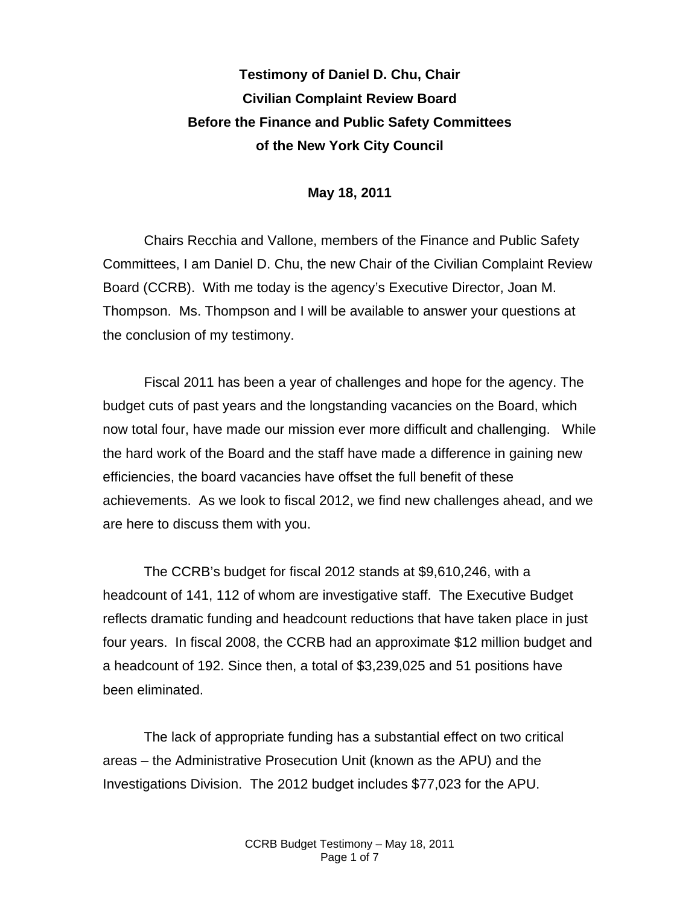**Testimony of Daniel D. Chu, Chair**
**Civilian Complaint Review Board**
**Before the Finance and Public Safety Committees**
**of the New York City Council**

**May 18, 2011**

Chairs Recchia and Vallone, members of the Finance and Public Safety Committees, I am Daniel D. Chu, the new Chair of the Civilian Complaint Review Board (CCRB). With me today is the agency's Executive Director, Joan M. Thompson. Ms. Thompson and I will be available to answer your questions at the conclusion of my testimony.

Fiscal 2011 has been a year of challenges and hope for the agency. The budget cuts of past years and the longstanding vacancies on the Board, which now total four, have made our mission ever more difficult and challenging. While the hard work of the Board and the staff have made a difference in gaining new efficiencies, the board vacancies have offset the full benefit of these achievements. As we look to fiscal 2012, we find new challenges ahead, and we are here to discuss them with you.

The CCRB's budget for fiscal 2012 stands at $9,610,246, with a headcount of 141, 112 of whom are investigative staff. The Executive Budget reflects dramatic funding and headcount reductions that have taken place in just four years. In fiscal 2008, the CCRB had an approximate $12 million budget and a headcount of 192. Since then, a total of $3,239,025 and 51 positions have been eliminated.

The lack of appropriate funding has a substantial effect on two critical areas – the Administrative Prosecution Unit (known as the APU) and the Investigations Division. The 2012 budget includes $77,023 for the APU.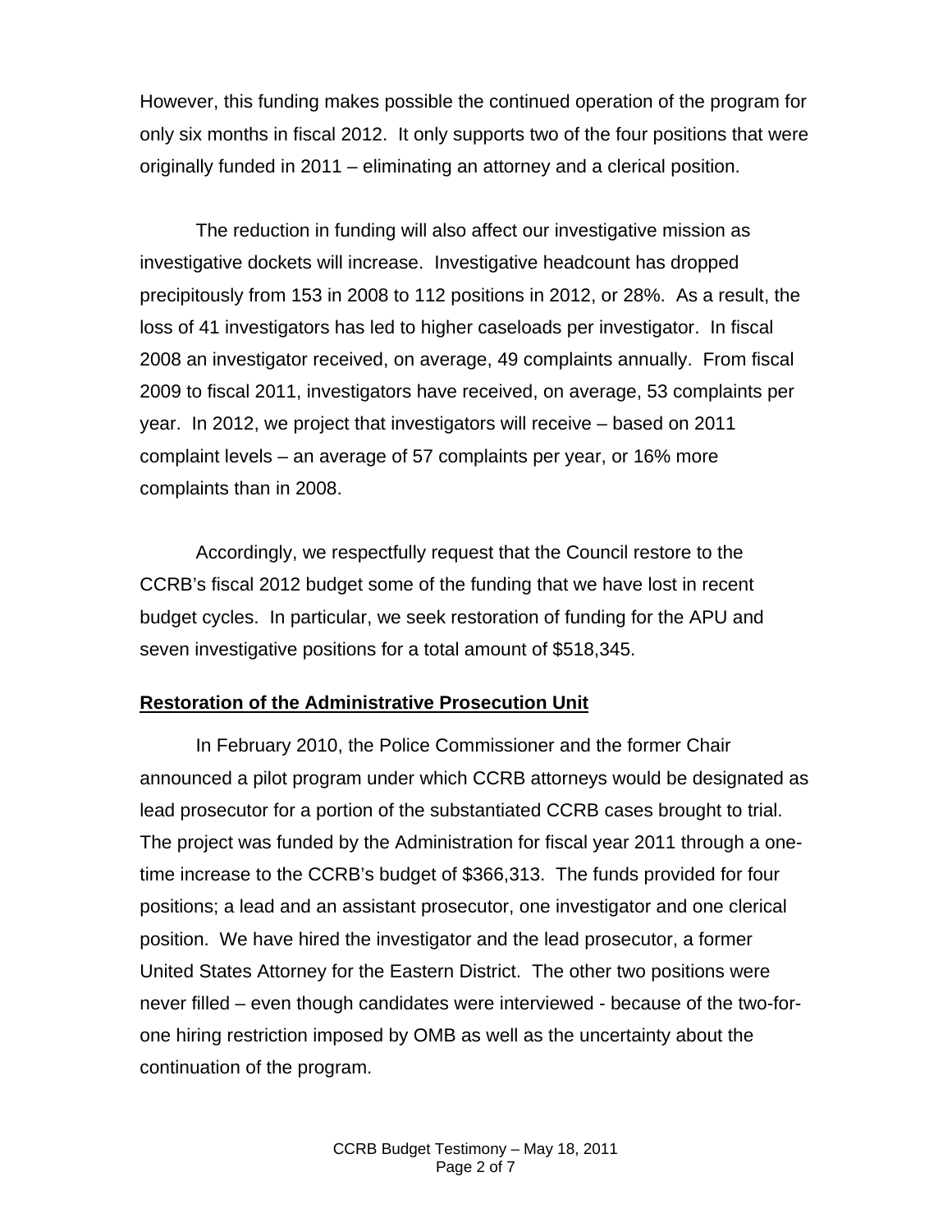However, this funding makes possible the continued operation of the program for only six months in fiscal 2012. It only supports two of the four positions that were originally funded in 2011 – eliminating an attorney and a clerical position.

The reduction in funding will also affect our investigative mission as investigative dockets will increase. Investigative headcount has dropped precipitously from 153 in 2008 to 112 positions in 2012, or 28%. As a result, the loss of 41 investigators has led to higher caseloads per investigator. In fiscal 2008 an investigator received, on average, 49 complaints annually. From fiscal 2009 to fiscal 2011, investigators have received, on average, 53 complaints per year. In 2012, we project that investigators will receive – based on 2011 complaint levels – an average of 57 complaints per year, or 16% more complaints than in 2008.

Accordingly, we respectfully request that the Council restore to the CCRB's fiscal 2012 budget some of the funding that we have lost in recent budget cycles. In particular, we seek restoration of funding for the APU and seven investigative positions for a total amount of $518,345.

**Restoration of the Administrative Prosecution Unit**

In February 2010, the Police Commissioner and the former Chair announced a pilot program under which CCRB attorneys would be designated as lead prosecutor for a portion of the substantiated CCRB cases brought to trial. The project was funded by the Administration for fiscal year 2011 through a one-time increase to the CCRB's budget of $366,313. The funds provided for four positions; a lead and an assistant prosecutor, one investigator and one clerical position. We have hired the investigator and the lead prosecutor, a former United States Attorney for the Eastern District. The other two positions were never filled – even though candidates were interviewed - because of the two-for-one hiring restriction imposed by OMB as well as the uncertainty about the continuation of the program.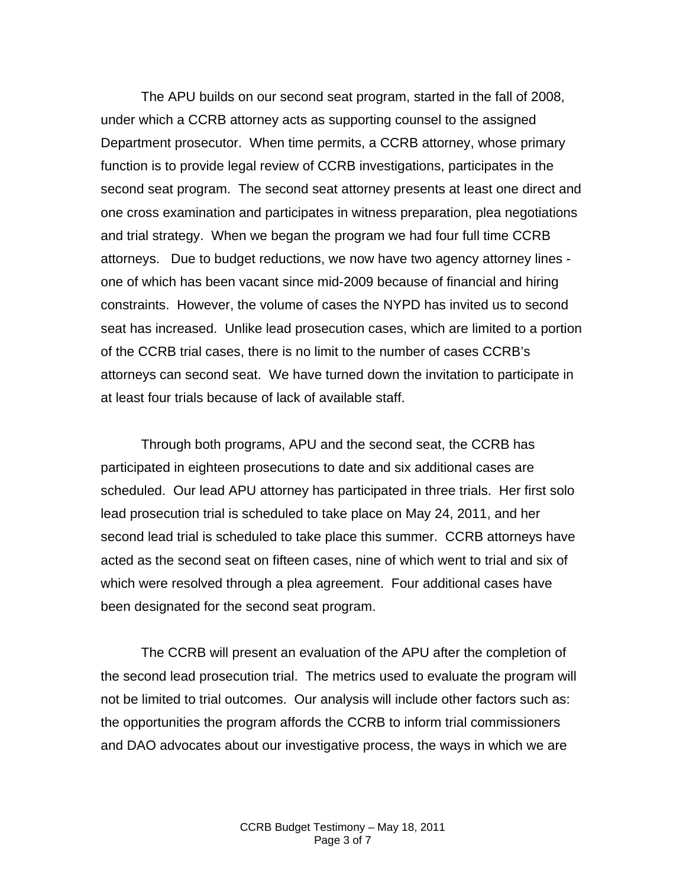The APU builds on our second seat program, started in the fall of 2008, under which a CCRB attorney acts as supporting counsel to the assigned Department prosecutor. When time permits, a CCRB attorney, whose primary function is to provide legal review of CCRB investigations, participates in the second seat program. The second seat attorney presents at least one direct and one cross examination and participates in witness preparation, plea negotiations and trial strategy. When we began the program we had four full time CCRB attorneys. Due to budget reductions, we now have two agency attorney lines - one of which has been vacant since mid-2009 because of financial and hiring constraints. However, the volume of cases the NYPD has invited us to second seat has increased. Unlike lead prosecution cases, which are limited to a portion of the CCRB trial cases, there is no limit to the number of cases CCRB's attorneys can second seat. We have turned down the invitation to participate in at least four trials because of lack of available staff.

Through both programs, APU and the second seat, the CCRB has participated in eighteen prosecutions to date and six additional cases are scheduled. Our lead APU attorney has participated in three trials. Her first solo lead prosecution trial is scheduled to take place on May 24, 2011, and her second lead trial is scheduled to take place this summer. CCRB attorneys have acted as the second seat on fifteen cases, nine of which went to trial and six of which were resolved through a plea agreement. Four additional cases have been designated for the second seat program.

The CCRB will present an evaluation of the APU after the completion of the second lead prosecution trial. The metrics used to evaluate the program will not be limited to trial outcomes. Our analysis will include other factors such as: the opportunities the program affords the CCRB to inform trial commissioners and DAO advocates about our investigative process, the ways in which we are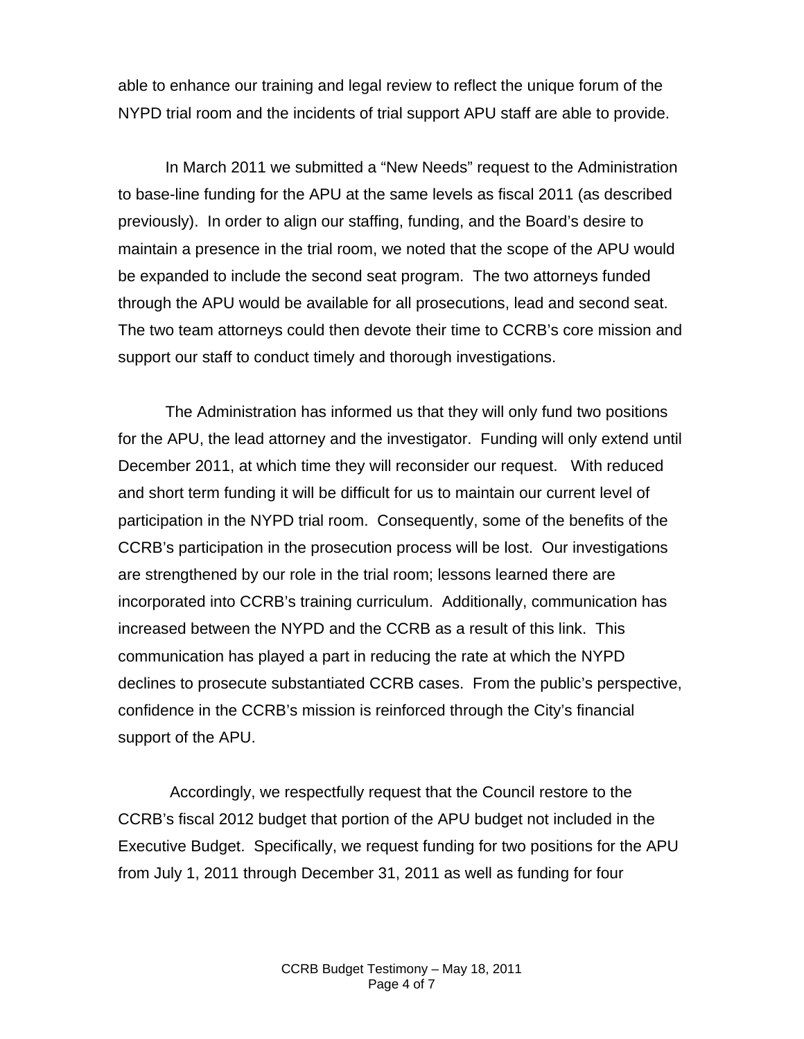able to enhance our training and legal review to reflect the unique forum of the NYPD trial room and the incidents of trial support APU staff are able to provide.

In March 2011 we submitted a "New Needs" request to the Administration to base-line funding for the APU at the same levels as fiscal 2011 (as described previously). In order to align our staffing, funding, and the Board's desire to maintain a presence in the trial room, we noted that the scope of the APU would be expanded to include the second seat program. The two attorneys funded through the APU would be available for all prosecutions, lead and second seat. The two team attorneys could then devote their time to CCRB's core mission and support our staff to conduct timely and thorough investigations.

The Administration has informed us that they will only fund two positions for the APU, the lead attorney and the investigator. Funding will only extend until December 2011, at which time they will reconsider our request. With reduced and short term funding it will be difficult for us to maintain our current level of participation in the NYPD trial room. Consequently, some of the benefits of the CCRB's participation in the prosecution process will be lost. Our investigations are strengthened by our role in the trial room; lessons learned there are incorporated into CCRB's training curriculum. Additionally, communication has increased between the NYPD and the CCRB as a result of this link. This communication has played a part in reducing the rate at which the NYPD declines to prosecute substantiated CCRB cases. From the public's perspective, confidence in the CCRB's mission is reinforced through the City's financial support of the APU.

Accordingly, we respectfully request that the Council restore to the CCRB's fiscal 2012 budget that portion of the APU budget not included in the Executive Budget. Specifically, we request funding for two positions for the APU from July 1, 2011 through December 31, 2011 as well as funding for four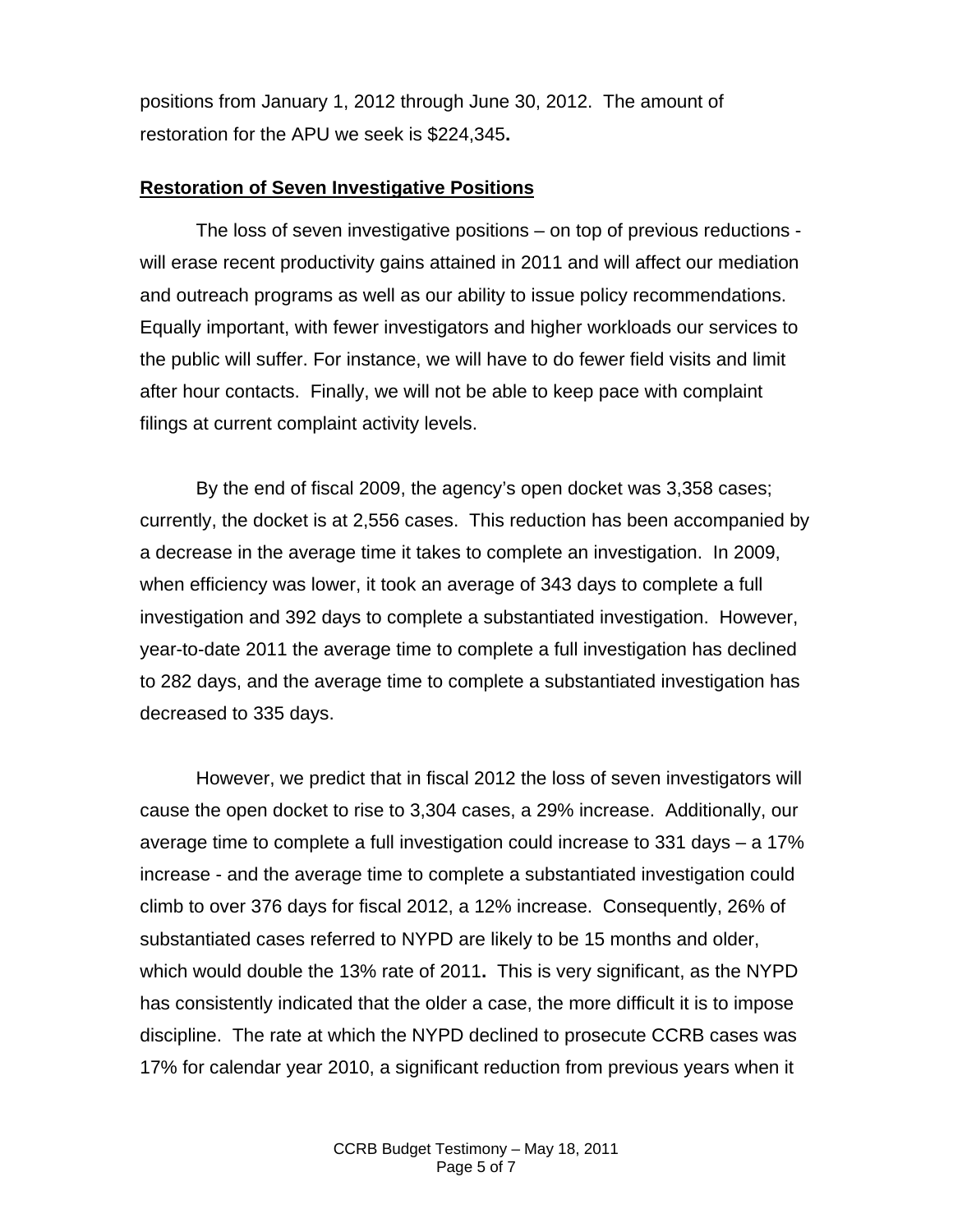positions from January 1, 2012 through June 30, 2012. The amount of restoration for the APU we seek is $224,345**.**

**Restoration of Seven Investigative Positions**

The loss of seven investigative positions – on top of previous reductions - will erase recent productivity gains attained in 2011 and will affect our mediation and outreach programs as well as our ability to issue policy recommendations. Equally important, with fewer investigators and higher workloads our services to the public will suffer. For instance, we will have to do fewer field visits and limit after hour contacts. Finally, we will not be able to keep pace with complaint filings at current complaint activity levels.

By the end of fiscal 2009, the agency's open docket was 3,358 cases; currently, the docket is at 2,556 cases. This reduction has been accompanied by a decrease in the average time it takes to complete an investigation. In 2009, when efficiency was lower, it took an average of 343 days to complete a full investigation and 392 days to complete a substantiated investigation. However, year-to-date 2011 the average time to complete a full investigation has declined to 282 days, and the average time to complete a substantiated investigation has decreased to 335 days.

However, we predict that in fiscal 2012 the loss of seven investigators will cause the open docket to rise to 3,304 cases, a 29% increase. Additionally, our average time to complete a full investigation could increase to 331 days – a 17% increase - and the average time to complete a substantiated investigation could climb to over 376 days for fiscal 2012, a 12% increase. Consequently, 26% of substantiated cases referred to NYPD are likely to be 15 months and older, which would double the 13% rate of 2011**.** This is very significant, as the NYPD has consistently indicated that the older a case, the more difficult it is to impose discipline. The rate at which the NYPD declined to prosecute CCRB cases was 17% for calendar year 2010, a significant reduction from previous years when it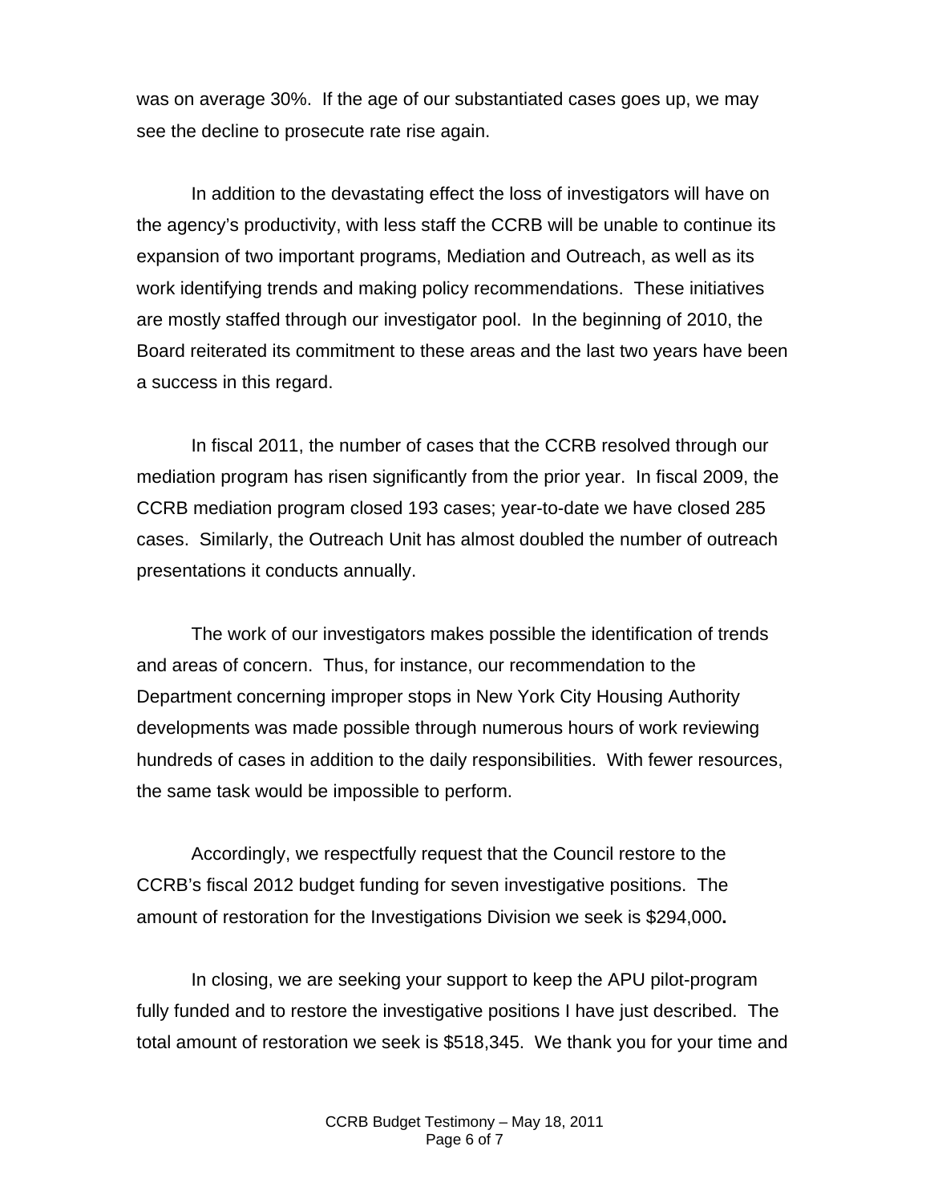was on average 30%. If the age of our substantiated cases goes up, we may see the decline to prosecute rate rise again.

In addition to the devastating effect the loss of investigators will have on the agency's productivity, with less staff the CCRB will be unable to continue its expansion of two important programs, Mediation and Outreach, as well as its work identifying trends and making policy recommendations. These initiatives are mostly staffed through our investigator pool. In the beginning of 2010, the Board reiterated its commitment to these areas and the last two years have been a success in this regard.

In fiscal 2011, the number of cases that the CCRB resolved through our mediation program has risen significantly from the prior year. In fiscal 2009, the CCRB mediation program closed 193 cases; year-to-date we have closed 285 cases. Similarly, the Outreach Unit has almost doubled the number of outreach presentations it conducts annually.

The work of our investigators makes possible the identification of trends and areas of concern. Thus, for instance, our recommendation to the Department concerning improper stops in New York City Housing Authority developments was made possible through numerous hours of work reviewing hundreds of cases in addition to the daily responsibilities. With fewer resources, the same task would be impossible to perform.

Accordingly, we respectfully request that the Council restore to the CCRB's fiscal 2012 budget funding for seven investigative positions. The amount of restoration for the Investigations Division we seek is $294,000**.**

In closing, we are seeking your support to keep the APU pilot-program fully funded and to restore the investigative positions I have just described. The total amount of restoration we seek is $518,345. We thank you for your time and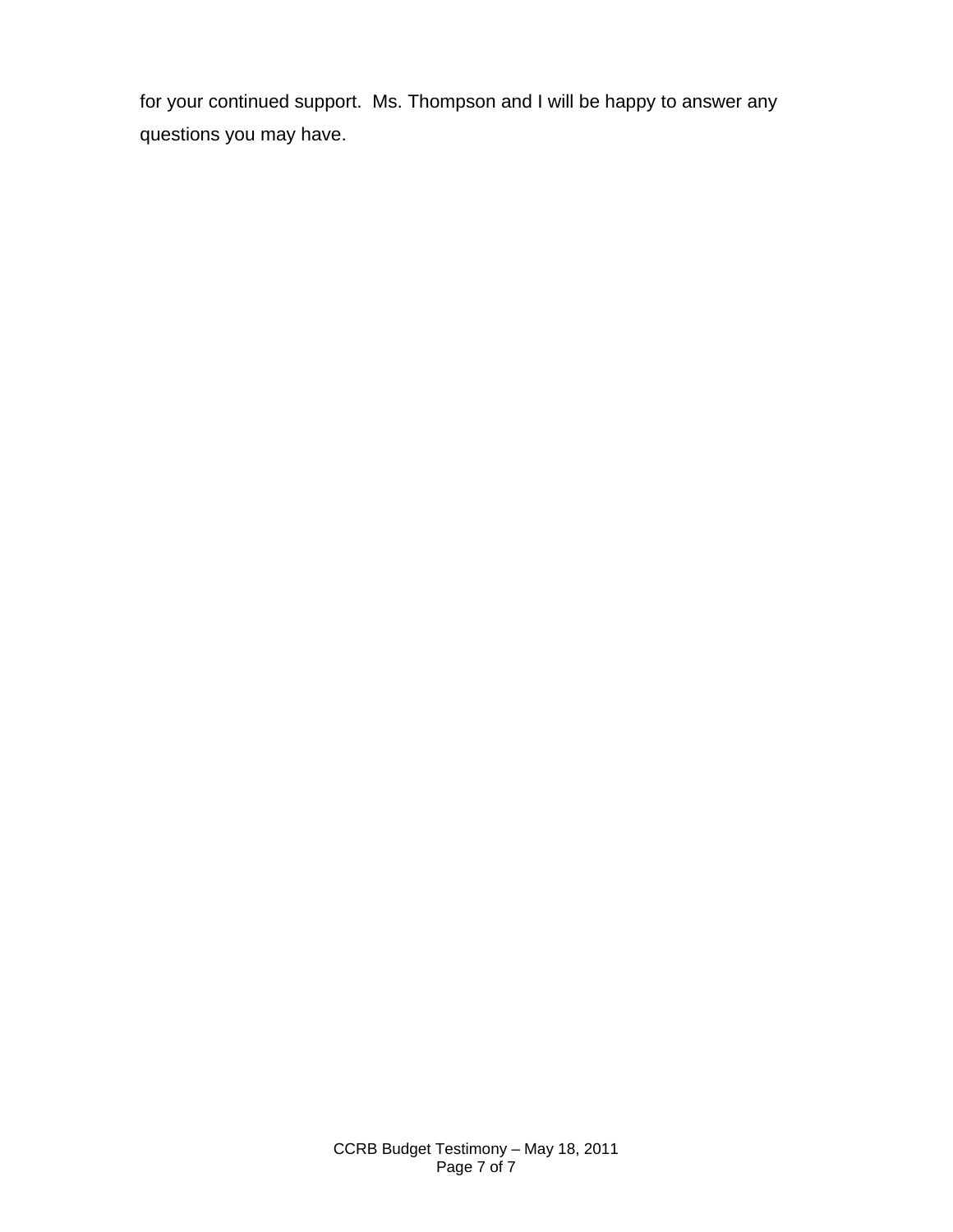for your continued support.  Ms. Thompson and I will be happy to answer any questions you may have.